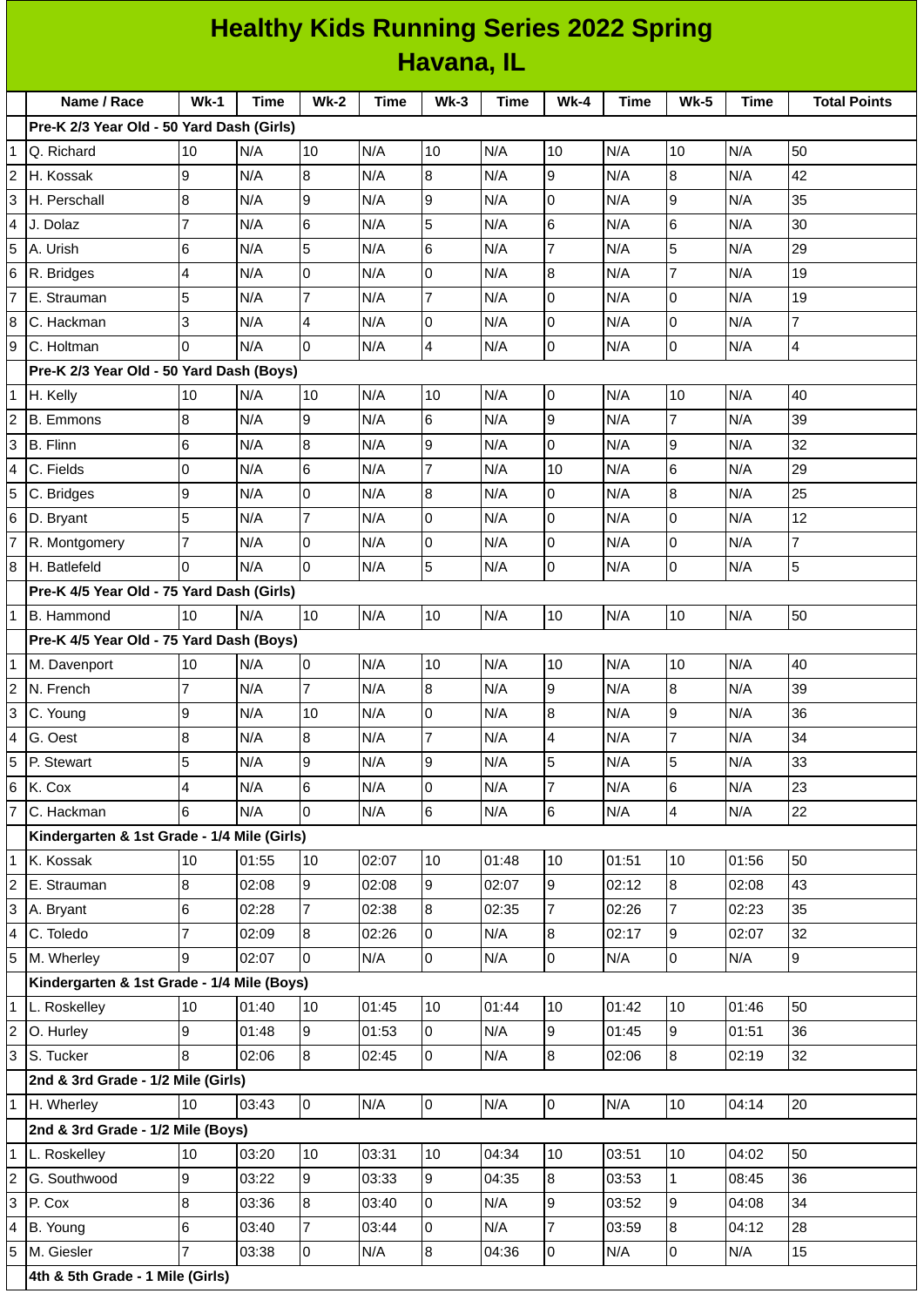# Healthy Kids Running Series 2022 Spring
## Havana, IL

| | Name / Race | Wk-1 | Time | Wk-2 | Time | Wk-3 | Time | Wk-4 | Time | Wk-5 | Time | Total Points |
|---|---|---|---|---|---|---|---|---|---|---|---|---|
| | **Pre-K 2/3 Year Old - 50 Yard Dash (Girls)** | | | | | | | | | | | |
| 1 | Q. Richard | 10 | N/A | 10 | N/A | 10 | N/A | 10 | N/A | 10 | N/A | 50 |
| 2 | H. Kossak | 9 | N/A | 8 | N/A | 8 | N/A | 9 | N/A | 8 | N/A | 42 |
| 3 | H. Perschall | 8 | N/A | 9 | N/A | 9 | N/A | 0 | N/A | 9 | N/A | 35 |
| 4 | J. Dolaz | 7 | N/A | 6 | N/A | 5 | N/A | 6 | N/A | 6 | N/A | 30 |
| 5 | A. Urish | 6 | N/A | 5 | N/A | 6 | N/A | 7 | N/A | 5 | N/A | 29 |
| 6 | R. Bridges | 4 | N/A | 0 | N/A | 0 | N/A | 8 | N/A | 7 | N/A | 19 |
| 7 | E. Strauman | 5 | N/A | 7 | N/A | 7 | N/A | 0 | N/A | 0 | N/A | 19 |
| 8 | C. Hackman | 3 | N/A | 4 | N/A | 0 | N/A | 0 | N/A | 0 | N/A | 7 |
| 9 | C. Holtman | 0 | N/A | 0 | N/A | 4 | N/A | 0 | N/A | 0 | N/A | 4 |
| | **Pre-K 2/3 Year Old - 50 Yard Dash (Boys)** | | | | | | | | | | | |
| 1 | H. Kelly | 10 | N/A | 10 | N/A | 10 | N/A | 0 | N/A | 10 | N/A | 40 |
| 2 | B. Emmons | 8 | N/A | 9 | N/A | 6 | N/A | 9 | N/A | 7 | N/A | 39 |
| 3 | B. Flinn | 6 | N/A | 8 | N/A | 9 | N/A | 0 | N/A | 9 | N/A | 32 |
| 4 | C. Fields | 0 | N/A | 6 | N/A | 7 | N/A | 10 | N/A | 6 | N/A | 29 |
| 5 | C. Bridges | 9 | N/A | 0 | N/A | 8 | N/A | 0 | N/A | 8 | N/A | 25 |
| 6 | D. Bryant | 5 | N/A | 7 | N/A | 0 | N/A | 0 | N/A | 0 | N/A | 12 |
| 7 | R. Montgomery | 7 | N/A | 0 | N/A | 0 | N/A | 0 | N/A | 0 | N/A | 7 |
| 8 | H. Batlefeld | 0 | N/A | 0 | N/A | 5 | N/A | 0 | N/A | 0 | N/A | 5 |
| | **Pre-K 4/5 Year Old - 75 Yard Dash (Girls)** | | | | | | | | | | | |
| 1 | B. Hammond | 10 | N/A | 10 | N/A | 10 | N/A | 10 | N/A | 10 | N/A | 50 |
| | **Pre-K 4/5 Year Old - 75 Yard Dash (Boys)** | | | | | | | | | | | |
| 1 | M. Davenport | 10 | N/A | 0 | N/A | 10 | N/A | 10 | N/A | 10 | N/A | 40 |
| 2 | N. French | 7 | N/A | 7 | N/A | 8 | N/A | 9 | N/A | 8 | N/A | 39 |
| 3 | C. Young | 9 | N/A | 10 | N/A | 0 | N/A | 8 | N/A | 9 | N/A | 36 |
| 4 | G. Oest | 8 | N/A | 8 | N/A | 7 | N/A | 4 | N/A | 7 | N/A | 34 |
| 5 | P. Stewart | 5 | N/A | 9 | N/A | 9 | N/A | 5 | N/A | 5 | N/A | 33 |
| 6 | K. Cox | 4 | N/A | 6 | N/A | 0 | N/A | 7 | N/A | 6 | N/A | 23 |
| 7 | C. Hackman | 6 | N/A | 0 | N/A | 6 | N/A | 6 | N/A | 4 | N/A | 22 |
| | **Kindergarten & 1st Grade - 1/4 Mile (Girls)** | | | | | | | | | | | |
| 1 | K. Kossak | 10 | 01:55 | 10 | 02:07 | 10 | 01:48 | 10 | 01:51 | 10 | 01:56 | 50 |
| 2 | E. Strauman | 8 | 02:08 | 9 | 02:08 | 9 | 02:07 | 9 | 02:12 | 8 | 02:08 | 43 |
| 3 | A. Bryant | 6 | 02:28 | 7 | 02:38 | 8 | 02:35 | 7 | 02:26 | 7 | 02:23 | 35 |
| 4 | C. Toledo | 7 | 02:09 | 8 | 02:26 | 0 | N/A | 8 | 02:17 | 9 | 02:07 | 32 |
| 5 | M. Wherley | 9 | 02:07 | 0 | N/A | 0 | N/A | 0 | N/A | 0 | N/A | 9 |
| | **Kindergarten & 1st Grade - 1/4 Mile (Boys)** | | | | | | | | | | | |
| 1 | L. Roskelley | 10 | 01:40 | 10 | 01:45 | 10 | 01:44 | 10 | 01:42 | 10 | 01:46 | 50 |
| 2 | O. Hurley | 9 | 01:48 | 9 | 01:53 | 0 | N/A | 9 | 01:45 | 9 | 01:51 | 36 |
| 3 | S. Tucker | 8 | 02:06 | 8 | 02:45 | 0 | N/A | 8 | 02:06 | 8 | 02:19 | 32 |
| | **2nd & 3rd Grade - 1/2 Mile (Girls)** | | | | | | | | | | | |
| 1 | H. Wherley | 10 | 03:43 | 0 | N/A | 0 | N/A | 0 | N/A | 10 | 04:14 | 20 |
| | **2nd & 3rd Grade - 1/2 Mile (Boys)** | | | | | | | | | | | |
| 1 | L. Roskelley | 10 | 03:20 | 10 | 03:31 | 10 | 04:34 | 10 | 03:51 | 10 | 04:02 | 50 |
| 2 | G. Southwood | 9 | 03:22 | 9 | 03:33 | 9 | 04:35 | 8 | 03:53 | 1 | 08:45 | 36 |
| 3 | P. Cox | 8 | 03:36 | 8 | 03:40 | 0 | N/A | 9 | 03:52 | 9 | 04:08 | 34 |
| 4 | B. Young | 6 | 03:40 | 7 | 03:44 | 0 | N/A | 7 | 03:59 | 8 | 04:12 | 28 |
| 5 | M. Giesler | 7 | 03:38 | 0 | N/A | 8 | 04:36 | 0 | N/A | 0 | N/A | 15 |
| | **4th & 5th Grade - 1 Mile (Girls)** | | | | | | | | | | | |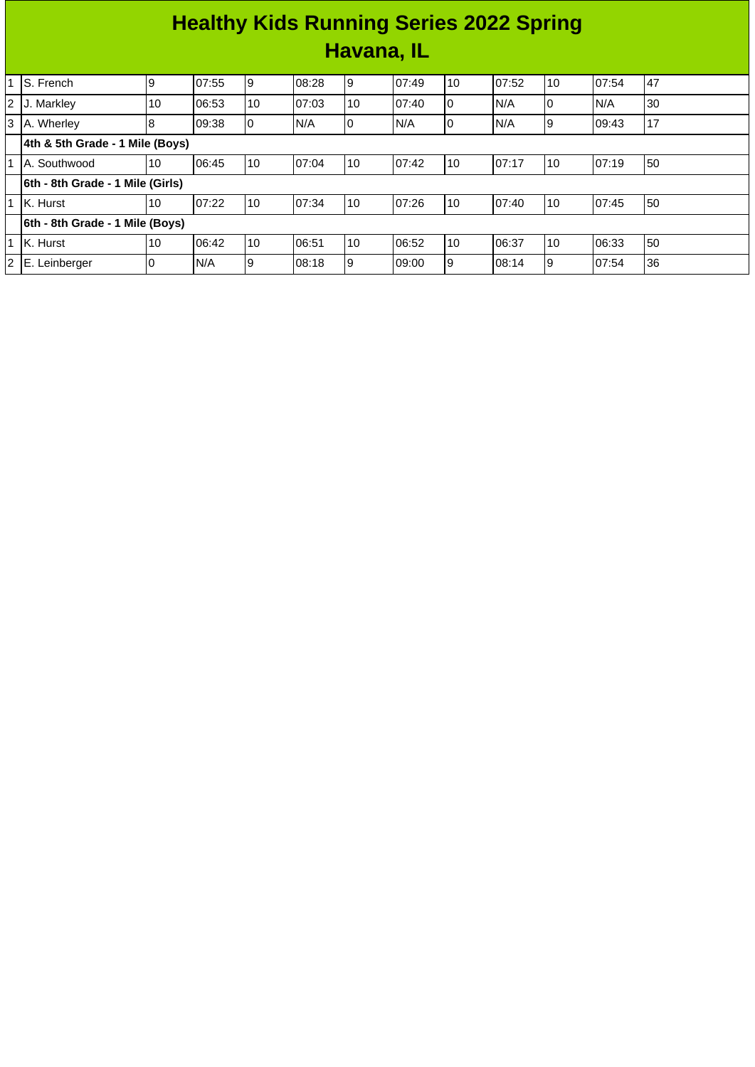# Healthy Kids Running Series 2022 Spring
## Havana, IL

| | | | | | | | | | | | | |
|---|---|---|---|---|---|---|---|---|---|---|---|---|
| 1 | S. French | 9 | 07:55 | 9 | 08:28 | 9 | 07:49 | 10 | 07:52 | 10 | 07:54 | 47 |
| 2 | J. Markley | 10 | 06:53 | 10 | 07:03 | 10 | 07:40 | 0 | N/A | 0 | N/A | 30 |
| 3 | A. Wherley | 8 | 09:38 | 0 | N/A | 0 | N/A | 0 | N/A | 9 | 09:43 | 17 |
| | **4th & 5th Grade - 1 Mile (Boys)** | | | | | | | | | | | |
| 1 | A. Southwood | 10 | 06:45 | 10 | 07:04 | 10 | 07:42 | 10 | 07:17 | 10 | 07:19 | 50 |
| | **6th - 8th Grade - 1 Mile (Girls)** | | | | | | | | | | | |
| 1 | K. Hurst | 10 | 07:22 | 10 | 07:34 | 10 | 07:26 | 10 | 07:40 | 10 | 07:45 | 50 |
| | **6th - 8th Grade - 1 Mile (Boys)** | | | | | | | | | | | |
| 1 | K. Hurst | 10 | 06:42 | 10 | 06:51 | 10 | 06:52 | 10 | 06:37 | 10 | 06:33 | 50 |
| 2 | E. Leinberger | 0 | N/A | 9 | 08:18 | 9 | 09:00 | 9 | 08:14 | 9 | 07:54 | 36 |